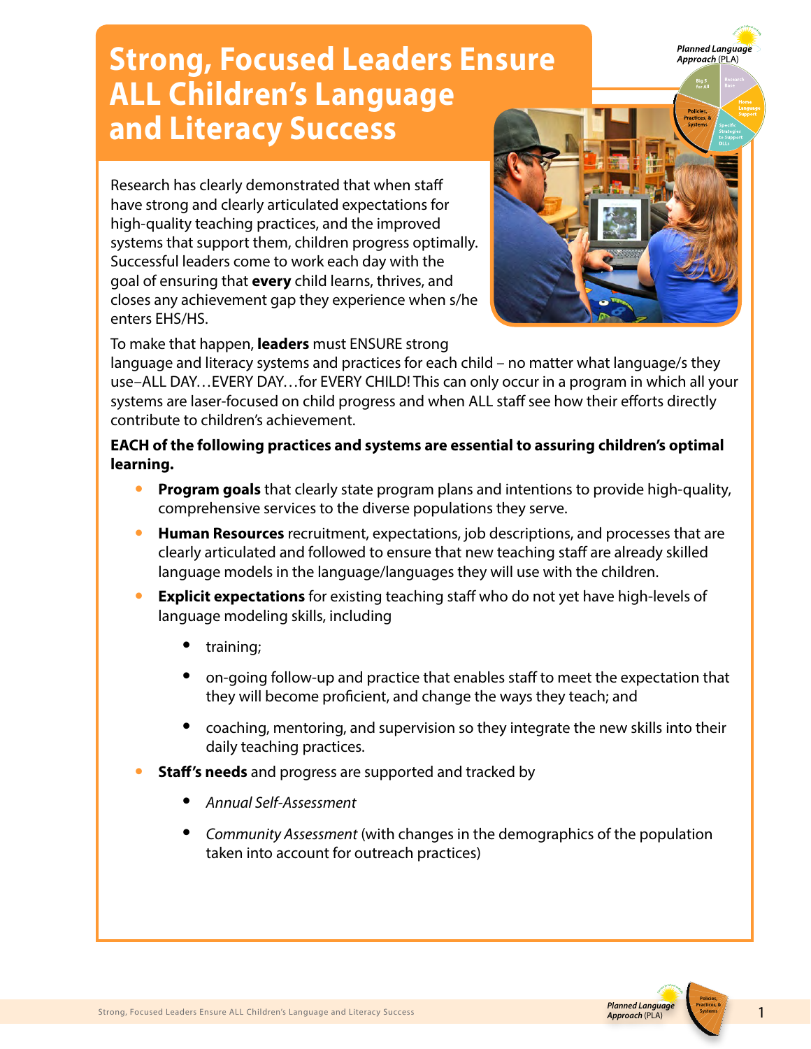# Strong, Focused Leaders Ensure ALL Children's Language and Literacy Success

Research has clearly demonstrated that when staff have strong and clearly articulated expectations for high-quality teaching practices, and the improved systems that support them, children progress optimally. Successful leaders come to work each day with the goal of ensuring that **every** child learns, thrives, and closes any achievement gap they experience when s/he enters EHS/HS.

To make that happen, **leaders** must ENSURE strong language and literacy systems and practices for each child – no matter what language/s they use–ALL DAY…EVERY DAY…for EVERY CHILD! This can only occur in a program in which all your systems are laser-focused on child progress and when ALL staff see how their efforts directly contribute to children's achievement.

**EACH of the following practices and systems are essential to assuring children's optimal learning.**

- **Program goals** that clearly state program plans and intentions to provide high-quality, comprehensive services to the diverse populations they serve.
- **Human Resources** recruitment, expectations, job descriptions, and processes that are clearly articulated and followed to ensure that new teaching staff are already skilled language models in the language/languages they will use with the children.
- **Explicit expectations** for existing teaching staff who do not yet have high-levels of language modeling skills, including
  - training;
  - on-going follow-up and practice that enables staff to meet the expectation that they will become proficient, and change the ways they teach; and
  - coaching, mentoring, and supervision so they integrate the new skills into their daily teaching practices.
- **Staff's needs** and progress are supported and tracked by
  - *Annual Self-Assessment*
  - *Community Assessment* (with changes in the demographics of the population taken into account for outreach practices)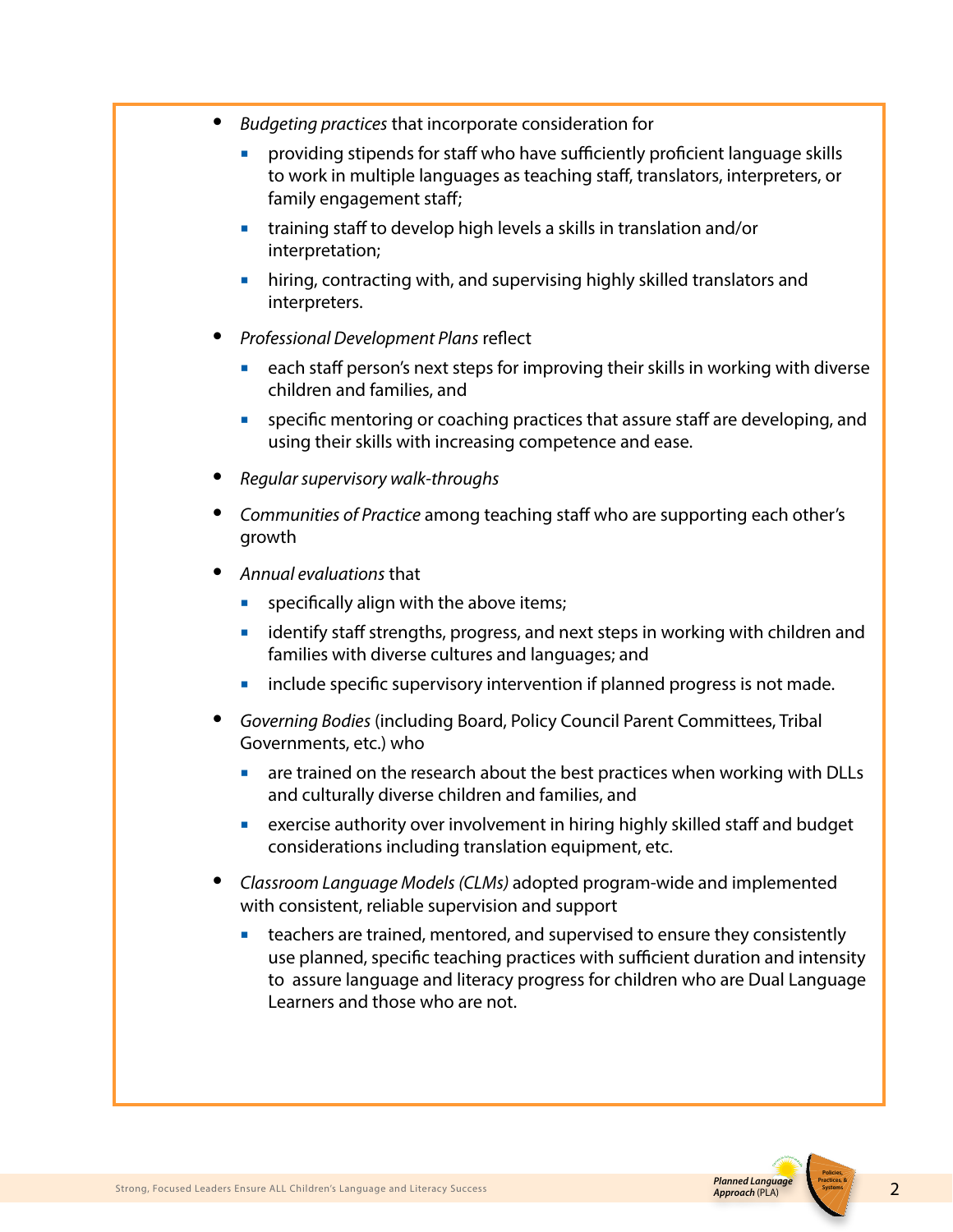- *Budgeting practices* that incorporate consideration for
  - providing stipends for staff who have sufficiently proficient language skills to work in multiple languages as teaching staff, translators, interpreters, or family engagement staff;
  - training staff to develop high levels a skills in translation and/or interpretation;
  - hiring, contracting with, and supervising highly skilled translators and interpreters.
- *Professional Development Plans* reflect
  - each staff person's next steps for improving their skills in working with diverse children and families, and
  - specific mentoring or coaching practices that assure staff are developing, and using their skills with increasing competence and ease.
- *Regular supervisory walk-throughs*
- *Communities of Practice* among teaching staff who are supporting each other's growth
- *Annual evaluations* that
  - specifically align with the above items;
  - identify staff strengths, progress, and next steps in working with children and families with diverse cultures and languages; and
  - include specific supervisory intervention if planned progress is not made.
- *Governing Bodies* (including Board, Policy Council Parent Committees, Tribal Governments, etc.) who
  - are trained on the research about the best practices when working with DLLs and culturally diverse children and families, and
  - exercise authority over involvement in hiring highly skilled staff and budget considerations including translation equipment, etc.
- *Classroom Language Models (CLMs)* adopted program-wide and implemented with consistent, reliable supervision and support
  - teachers are trained, mentored, and supervised to ensure they consistently use planned, specific teaching practices with sufficient duration and intensity to assure language and literacy progress for children who are Dual Language Learners and those who are not.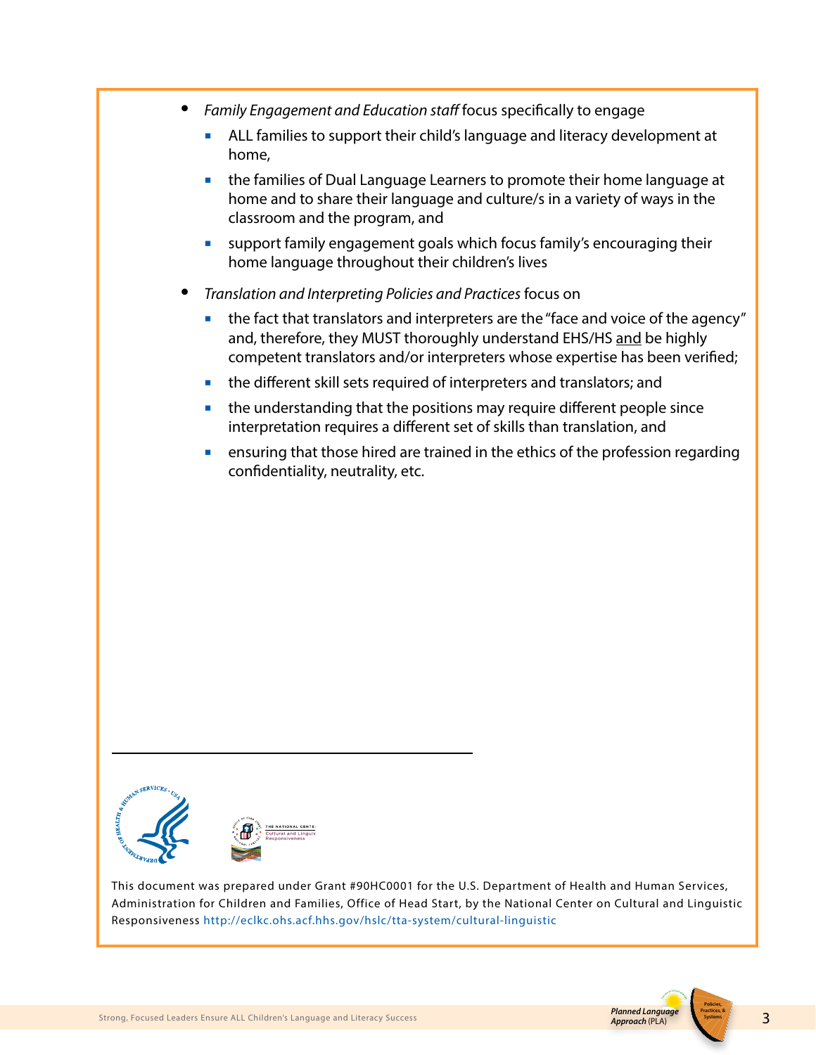- *Family Engagement and Education staff* focus specifically to engage
  - ALL families to support their child's language and literacy development at home,
  - the families of Dual Language Learners to promote their home language at home and to share their language and culture/s in a variety of ways in the classroom and the program, and
  - support family engagement goals which focus family's encouraging their home language throughout their children's lives
- *Translation and Interpreting Policies and Practices* focus on
  - the fact that translators and interpreters are the "face and voice of the agency" and, therefore, they MUST thoroughly understand EHS/HS <u>and</u> be highly competent translators and/or interpreters whose expertise has been verified;
  - the different skill sets required of interpreters and translators; and
  - the understanding that the positions may require different people since interpretation requires a different set of skills than translation, and
  - ensuring that those hired are trained in the ethics of the profession regarding confidentiality, neutrality, etc.

---

This document was prepared under Grant #90HC0001 for the U.S. Department of Health and Human Services, Administration for Children and Families, Office of Head Start, by the National Center on Cultural and Linguistic Responsiveness http://eclkc.ohs.acf.hhs.gov/hslc/tta-system/cultural-linguistic